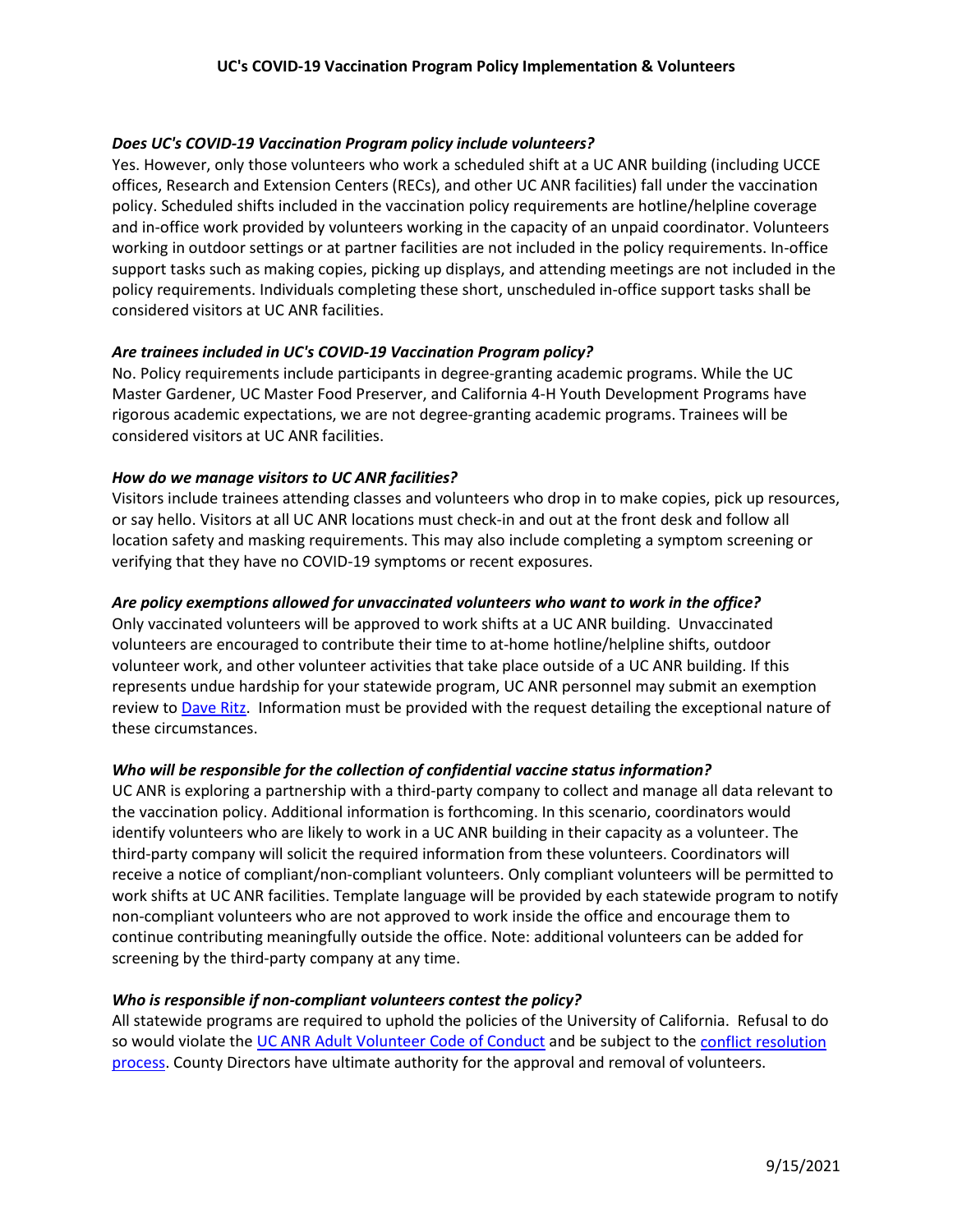# UC's COVID-19 Vaccination Program Policy Implementation & Volunteers

***Does UC's COVID-19 Vaccination Program policy include volunteers?***

Yes. However, only those volunteers who work a scheduled shift at a UC ANR building (including UCCE offices, Research and Extension Centers (RECs), and other UC ANR facilities) fall under the vaccination policy. Scheduled shifts included in the vaccination policy requirements are hotline/helpline coverage and in-office work provided by volunteers working in the capacity of an unpaid coordinator. Volunteers working in outdoor settings or at partner facilities are not included in the policy requirements. In-office support tasks such as making copies, picking up displays, and attending meetings are not included in the policy requirements. Individuals completing these short, unscheduled in-office support tasks shall be considered visitors at UC ANR facilities.

***Are trainees included in UC's COVID-19 Vaccination Program policy?***

No. Policy requirements include participants in degree-granting academic programs. While the UC Master Gardener, UC Master Food Preserver, and California 4-H Youth Development Programs have rigorous academic expectations, we are not degree-granting academic programs. Trainees will be considered visitors at UC ANR facilities.

***How do we manage visitors to UC ANR facilities?***

Visitors include trainees attending classes and volunteers who drop in to make copies, pick up resources, or say hello. Visitors at all UC ANR locations must check-in and out at the front desk and follow all location safety and masking requirements. This may also include completing a symptom screening or verifying that they have no COVID-19 symptoms or recent exposures.

***Are policy exemptions allowed for unvaccinated volunteers who want to work in the office?***

Only vaccinated volunteers will be approved to work shifts at a UC ANR building. Unvaccinated volunteers are encouraged to contribute their time to at-home hotline/helpline shifts, outdoor volunteer work, and other volunteer activities that take place outside of a UC ANR building. If this represents undue hardship for your statewide program, UC ANR personnel may submit an exemption review to Dave Ritz. Information must be provided with the request detailing the exceptional nature of these circumstances.

***Who will be responsible for the collection of confidential vaccine status information?***

UC ANR is exploring a partnership with a third-party company to collect and manage all data relevant to the vaccination policy. Additional information is forthcoming. In this scenario, coordinators would identify volunteers who are likely to work in a UC ANR building in their capacity as a volunteer. The third-party company will solicit the required information from these volunteers. Coordinators will receive a notice of compliant/non-compliant volunteers. Only compliant volunteers will be permitted to work shifts at UC ANR facilities. Template language will be provided by each statewide program to notify non-compliant volunteers who are not approved to work inside the office and encourage them to continue contributing meaningfully outside the office. Note: additional volunteers can be added for screening by the third-party company at any time.

***Who is responsible if non-compliant volunteers contest the policy?***

All statewide programs are required to uphold the policies of the University of California. Refusal to do so would violate the UC ANR Adult Volunteer Code of Conduct and be subject to the conflict resolution process. County Directors have ultimate authority for the approval and removal of volunteers.

9/15/2021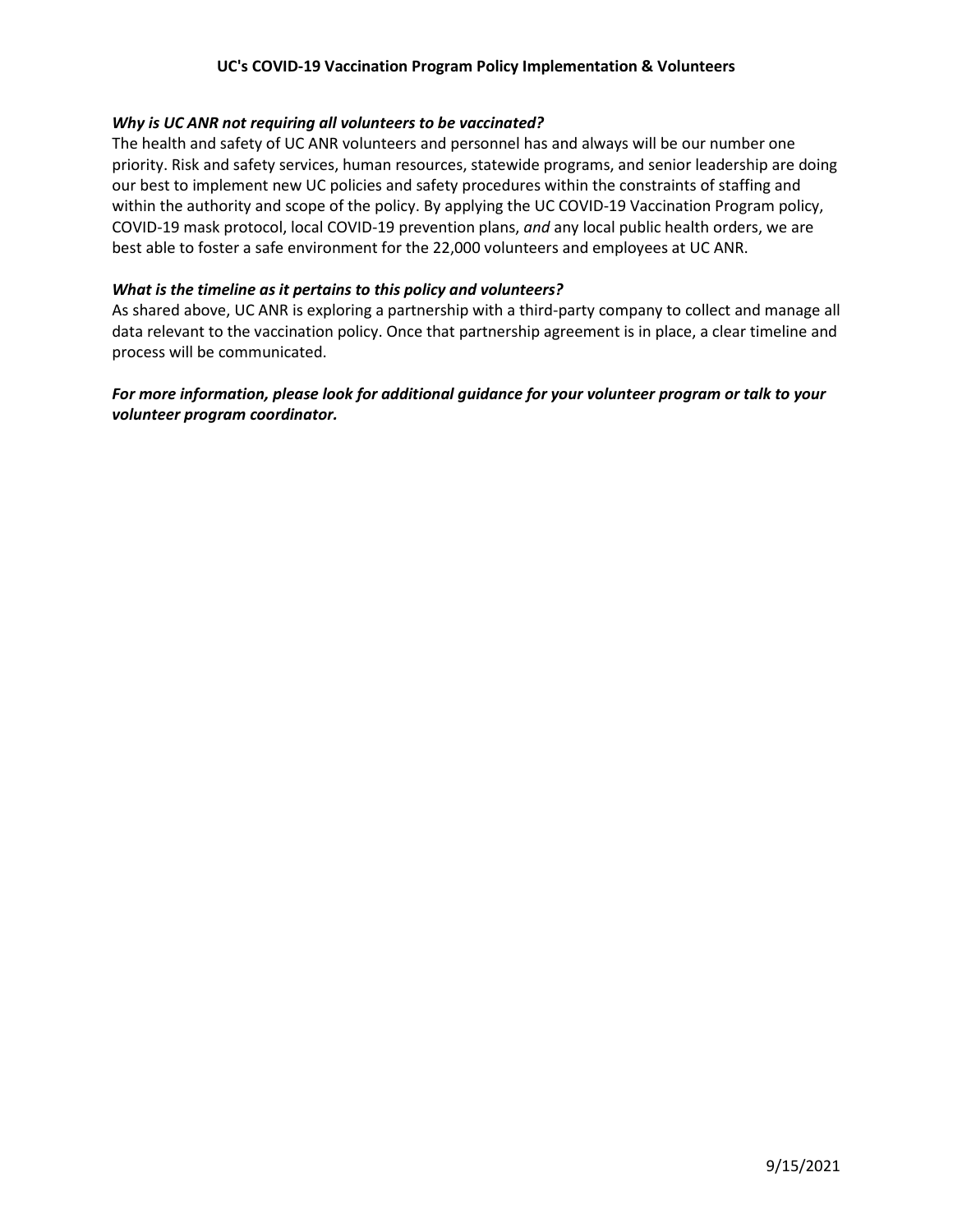***Why is UC ANR not requiring all volunteers to be vaccinated?***

The health and safety of UC ANR volunteers and personnel has and always will be our number one priority. Risk and safety services, human resources, statewide programs, and senior leadership are doing our best to implement new UC policies and safety procedures within the constraints of staffing and within the authority and scope of the policy. By applying the UC COVID-19 Vaccination Program policy, COVID-19 mask protocol, local COVID-19 prevention plans, *and* any local public health orders, we are best able to foster a safe environment for the 22,000 volunteers and employees at UC ANR.

***What is the timeline as it pertains to this policy and volunteers?***

As shared above, UC ANR is exploring a partnership with a third-party company to collect and manage all data relevant to the vaccination policy. Once that partnership agreement is in place, a clear timeline and process will be communicated.

***For more information, please look for additional guidance for your volunteer program or talk to your volunteer program coordinator.***